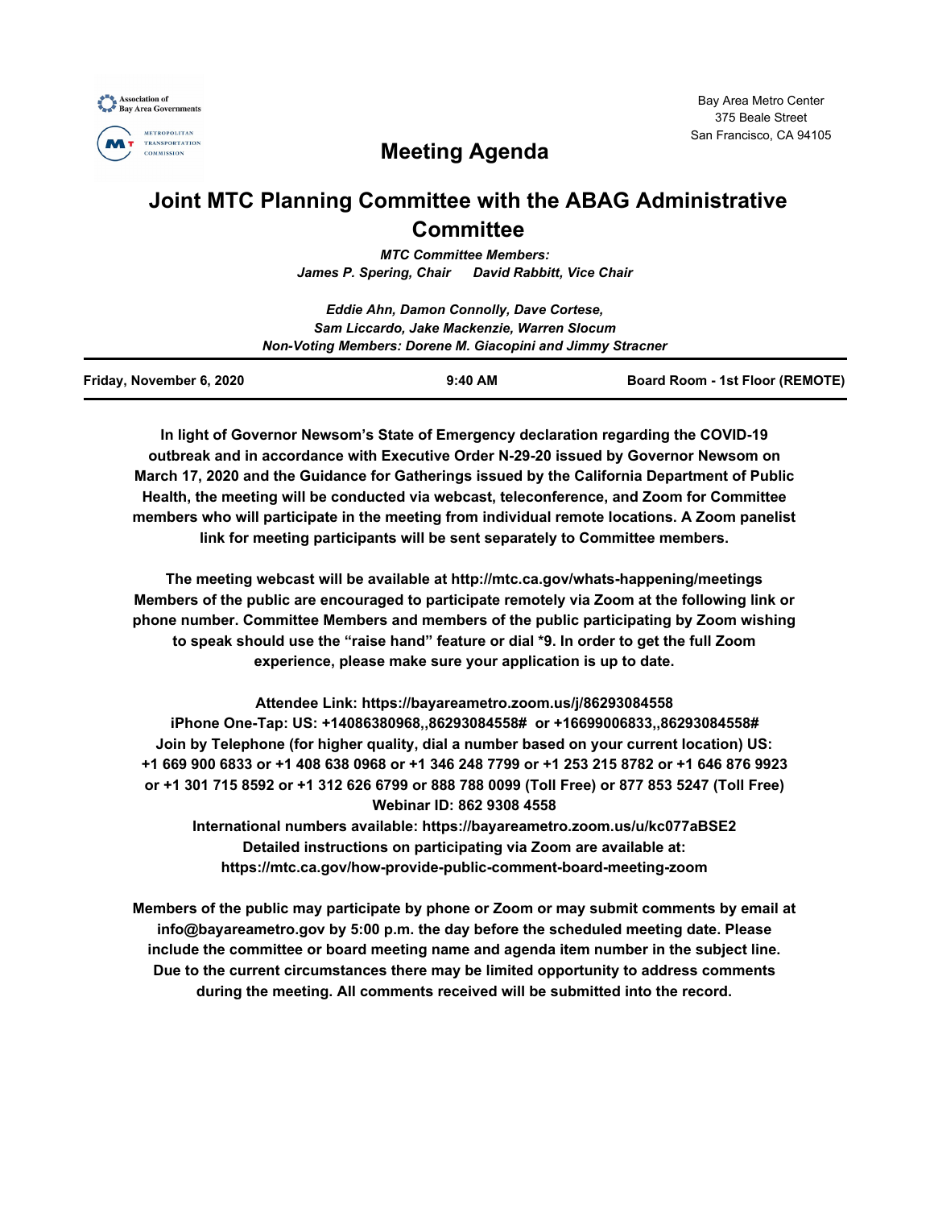Association of Bay Area Governments

METROPOLITAN TRANSPORTATION COMMISSION

Bay Area Metro Center
375 Beale Street
San Francisco, CA 94105

# Meeting Agenda

# Joint MTC Planning Committee with the ABAG Administrative Committee

***MTC Committee Members:***
***James P. Spering, Chair     David Rabbitt, Vice Chair***

***Eddie Ahn, Damon Connolly, Dave Cortese,***
***Sam Liccardo, Jake Mackenzie, Warren Slocum***
***Non-Voting Members: Dorene M. Giacopini and Jimmy Stracner***

| **Friday, November 6, 2020** | **9:40 AM** | **Board Room - 1st Floor (REMOTE)** |
|---|---|---|

**In light of Governor Newsom's State of Emergency declaration regarding the COVID-19 outbreak and in accordance with Executive Order N-29-20 issued by Governor Newsom on March 17, 2020 and the Guidance for Gatherings issued by the California Department of Public Health, the meeting will be conducted via webcast, teleconference, and Zoom for Committee members who will participate in the meeting from individual remote locations. A Zoom panelist link for meeting participants will be sent separately to Committee members.**

**The meeting webcast will be available at http://mtc.ca.gov/whats-happening/meetings Members of the public are encouraged to participate remotely via Zoom at the following link or phone number. Committee Members and members of the public participating by Zoom wishing to speak should use the "raise hand" feature or dial *9. In order to get the full Zoom experience, please make sure your application is up to date.**

**Attendee Link: https://bayareametro.zoom.us/j/86293084558**
**iPhone One-Tap: US: +14086380968,,86293084558# or +16699006833,,86293084558#**
**Join by Telephone (for higher quality, dial a number based on your current location) US: +1 669 900 6833 or +1 408 638 0968 or +1 346 248 7799 or +1 253 215 8782 or +1 646 876 9923 or +1 301 715 8592 or +1 312 626 6799 or 888 788 0099 (Toll Free) or 877 853 5247 (Toll Free)**
**Webinar ID: 862 9308 4558**
**International numbers available: https://bayareametro.zoom.us/u/kc077aBSE2**
**Detailed instructions on participating via Zoom are available at:**
**https://mtc.ca.gov/how-provide-public-comment-board-meeting-zoom**

**Members of the public may participate by phone or Zoom or may submit comments by email at info@bayareametro.gov by 5:00 p.m. the day before the scheduled meeting date. Please include the committee or board meeting name and agenda item number in the subject line. Due to the current circumstances there may be limited opportunity to address comments during the meeting. All comments received will be submitted into the record.**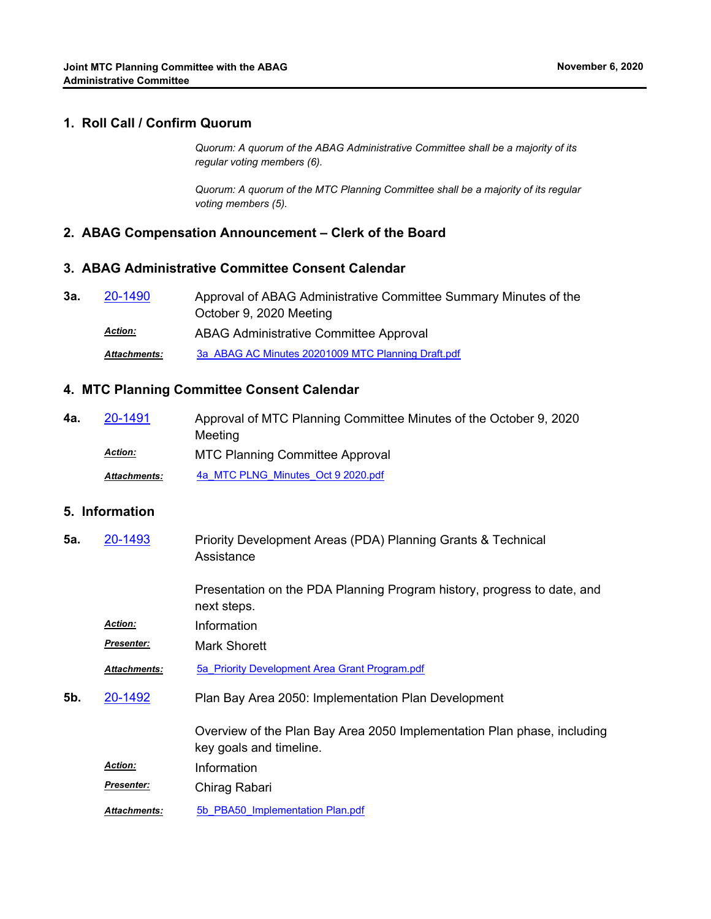## 1. Roll Call / Confirm Quorum

*Quorum: A quorum of the ABAG Administrative Committee shall be a majority of its regular voting members (6).*

*Quorum: A quorum of the MTC Planning Committee shall be a majority of its regular voting members (5).*

## 2. ABAG Compensation Announcement – Clerk of the Board

## 3. ABAG Administrative Committee Consent Calendar

**3a.** 20-1490 Approval of ABAG Administrative Committee Summary Minutes of the October 9, 2020 Meeting

***Action:*** ABAG Administrative Committee Approval

***Attachments:*** 3a_ABAG AC Minutes 20201009 MTC Planning Draft.pdf

## 4. MTC Planning Committee Consent Calendar

**4a.** 20-1491 Approval of MTC Planning Committee Minutes of the October 9, 2020 Meeting

***Action:*** MTC Planning Committee Approval

***Attachments:*** 4a_MTC PLNG_Minutes_Oct 9 2020.pdf

## 5. Information

**5a.** 20-1493 Priority Development Areas (PDA) Planning Grants & Technical Assistance

Presentation on the PDA Planning Program history, progress to date, and next steps.

***Action:*** Information

***Presenter:*** Mark Shorett

***Attachments:*** 5a_Priority Development Area Grant Program.pdf

**5b.** 20-1492 Plan Bay Area 2050: Implementation Plan Development

Overview of the Plan Bay Area 2050 Implementation Plan phase, including key goals and timeline.

***Action:*** Information

***Presenter:*** Chirag Rabari

***Attachments:*** 5b_PBA50_Implementation Plan.pdf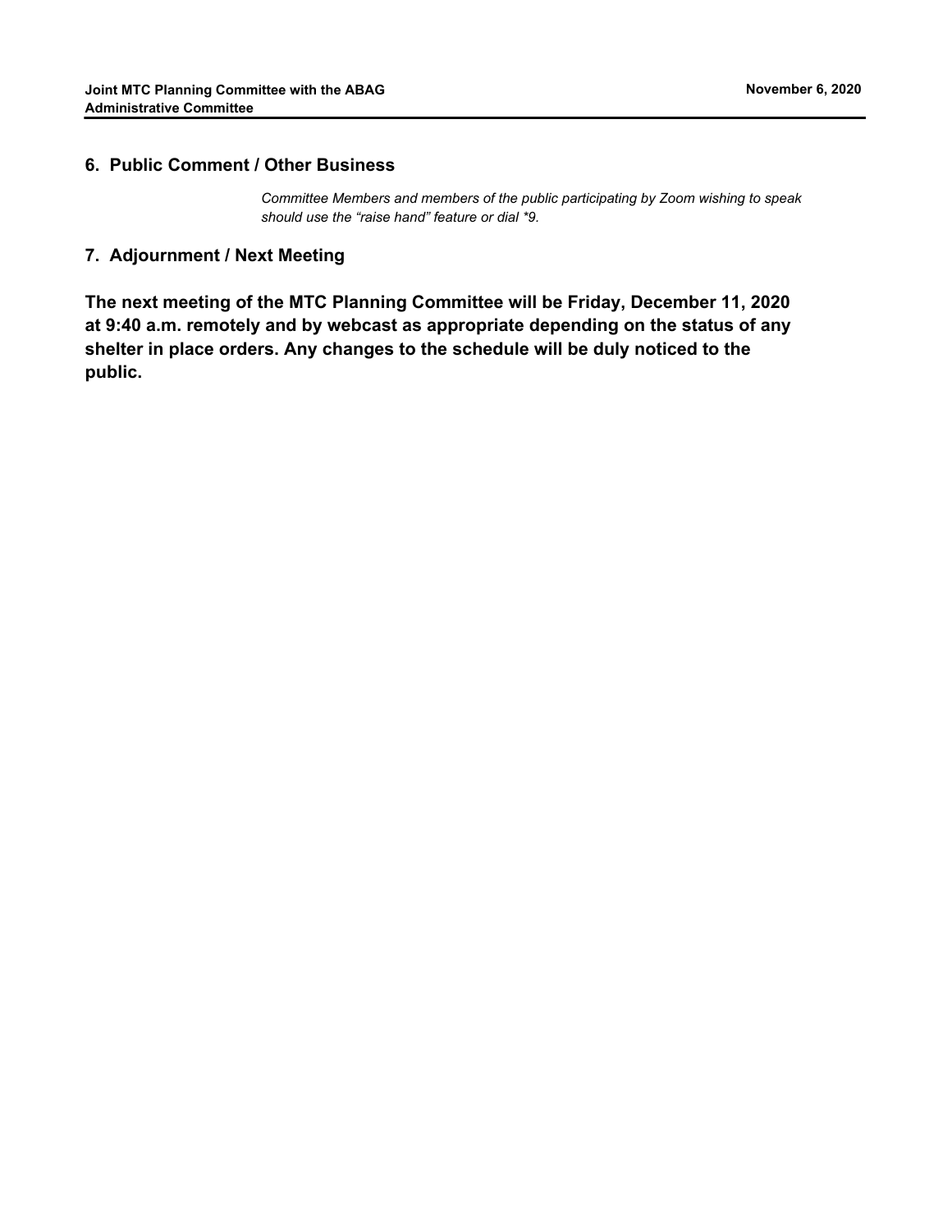## 6. Public Comment / Other Business

*Committee Members and members of the public participating by Zoom wishing to speak should use the "raise hand" feature or dial *9.*

## 7. Adjournment / Next Meeting

**The next meeting of the MTC Planning Committee will be Friday, December 11, 2020 at 9:40 a.m. remotely and by webcast as appropriate depending on the status of any shelter in place orders. Any changes to the schedule will be duly noticed to the public.**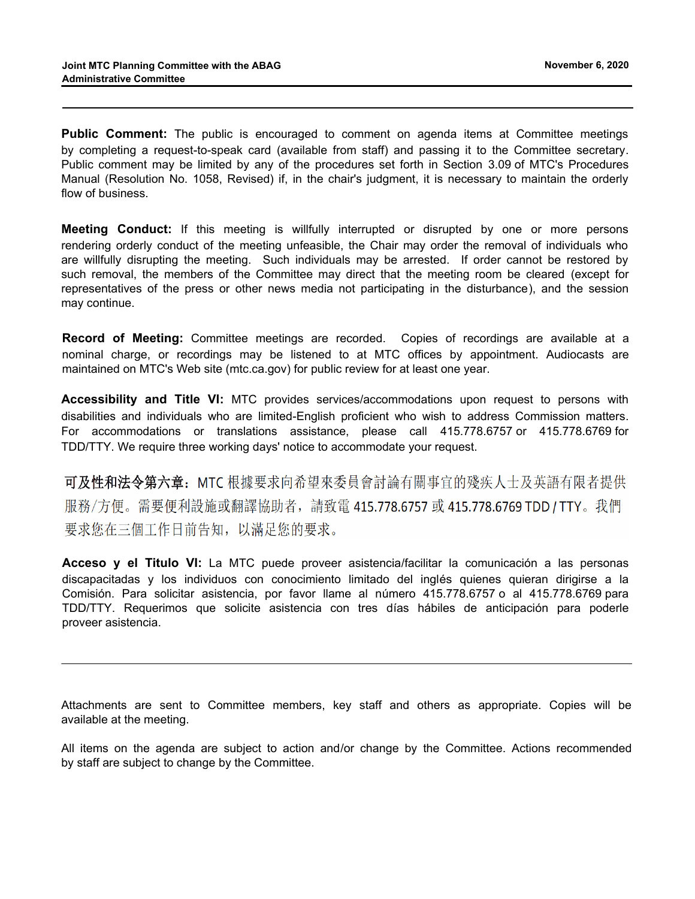**Public Comment:** The public is encouraged to comment on agenda items at Committee meetings by completing a request-to-speak card (available from staff) and passing it to the Committee secretary. Public comment may be limited by any of the procedures set forth in Section 3.09 of MTC's Procedures Manual (Resolution No. 1058, Revised) if, in the chair's judgment, it is necessary to maintain the orderly flow of business.

**Meeting Conduct:** If this meeting is willfully interrupted or disrupted by one or more persons rendering orderly conduct of the meeting unfeasible, the Chair may order the removal of individuals who are willfully disrupting the meeting. Such individuals may be arrested. If order cannot be restored by such removal, the members of the Committee may direct that the meeting room be cleared (except for representatives of the press or other news media not participating in the disturbance), and the session may continue.

**Record of Meeting:** Committee meetings are recorded. Copies of recordings are available at a nominal charge, or recordings may be listened to at MTC offices by appointment. Audiocasts are maintained on MTC's Web site (mtc.ca.gov) for public review for at least one year.

**Accessibility and Title VI:** MTC provides services/accommodations upon request to persons with disabilities and individuals who are limited-English proficient who wish to address Commission matters. For accommodations or translations assistance, please call 415.778.6757 or 415.778.6769 for TDD/TTY. We require three working days' notice to accommodate your request.

**可及性和法令第六章**：MTC 根據要求向希望來委員會討論有關事宜的殘疾人士及英語有限者提供服務/方便。需要便利設施或翻譯協助者，請致電 415.778.6757 或 415.778.6769 TDD / TTY。我們要求您在三個工作日前告知，以滿足您的要求。

**Acceso y el Titulo VI:** La MTC puede proveer asistencia/facilitar la comunicación a las personas discapacitadas y los individuos con conocimiento limitado del inglés quienes quieran dirigirse a la Comisión. Para solicitar asistencia, por favor llame al número 415.778.6757 o al 415.778.6769 para TDD/TTY. Requerimos que solicite asistencia con tres días hábiles de anticipación para poderle proveer asistencia.

---

Attachments are sent to Committee members, key staff and others as appropriate. Copies will be available at the meeting.

All items on the agenda are subject to action and/or change by the Committee. Actions recommended by staff are subject to change by the Committee.